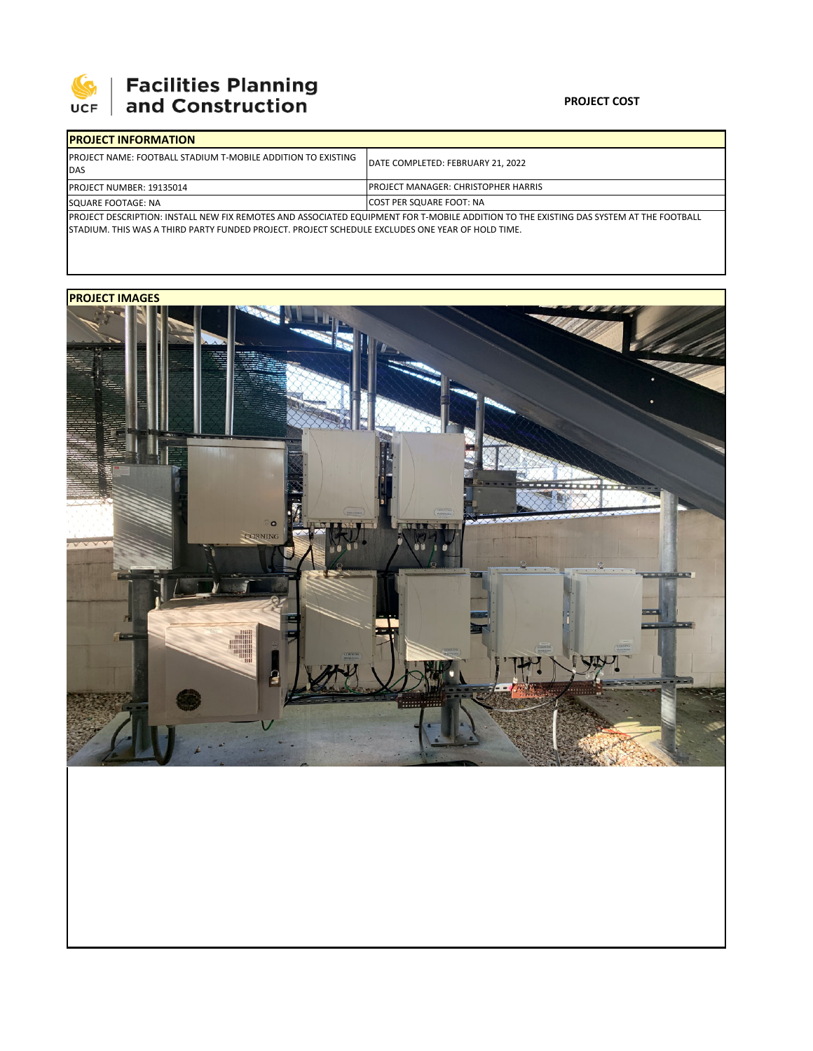**Facilities Planning and Construction**

**PROJECT COST**

| PROJECT INFORMATION | |
|---|---|
| PROJECT NAME: FOOTBALL STADIUM T-MOBILE ADDITION TO EXISTING DAS | DATE COMPLETED: FEBRUARY 21, 2022 |
| PROJECT NUMBER: 19135014 | PROJECT MANAGER: CHRISTOPHER HARRIS |
| SQUARE FOOTAGE: NA | COST PER SQUARE FOOT: NA |
| PROJECT DESCRIPTION: INSTALL NEW FIX REMOTES AND ASSOCIATED EQUIPMENT FOR T-MOBILE ADDITION TO THE EXISTING DAS SYSTEM AT THE FOOTBALL STADIUM. THIS WAS A THIRD PARTY FUNDED PROJECT. PROJECT SCHEDULE EXCLUDES ONE YEAR OF HOLD TIME. | |

**PROJECT IMAGES**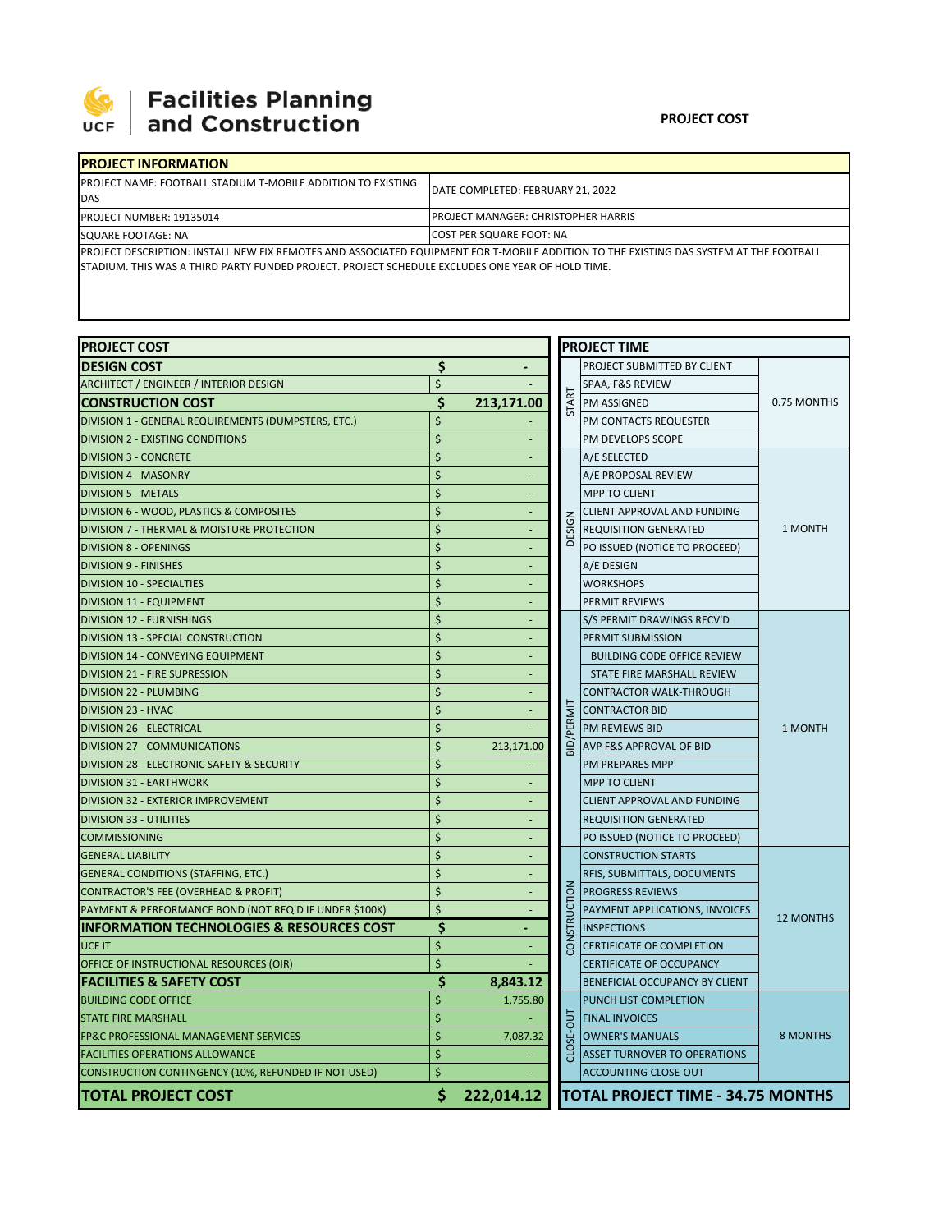**Facilities Planning and Construction**

**PROJECT COST**

| PROJECT INFORMATION | |
|---|---|
| PROJECT NAME: FOOTBALL STADIUM T-MOBILE ADDITION TO EXISTING DAS | DATE COMPLETED: FEBRUARY 21, 2022 |
| PROJECT NUMBER: 19135014 | PROJECT MANAGER: CHRISTOPHER HARRIS |
| SQUARE FOOTAGE: NA | COST PER SQUARE FOOT: NA |
| PROJECT DESCRIPTION: INSTALL NEW FIX REMOTES AND ASSOCIATED EQUIPMENT FOR T-MOBILE ADDITION TO THE EXISTING DAS SYSTEM AT THE FOOTBALL STADIUM. THIS WAS A THIRD PARTY FUNDED PROJECT. PROJECT SCHEDULE EXCLUDES ONE YEAR OF HOLD TIME. | |

| PROJECT COST | |
|---|---|
| **DESIGN COST** | **$ -** |
| ARCHITECT / ENGINEER / INTERIOR DESIGN | $ - |
| **CONSTRUCTION COST** | **$ 213,171.00** |
| DIVISION 1 - GENERAL REQUIREMENTS (DUMPSTERS, ETC.) | $ - |
| DIVISION 2 - EXISTING CONDITIONS | $ - |
| DIVISION 3 - CONCRETE | $ - |
| DIVISION 4 - MASONRY | $ - |
| DIVISION 5 - METALS | $ - |
| DIVISION 6 - WOOD, PLASTICS & COMPOSITES | $ - |
| DIVISION 7 - THERMAL & MOISTURE PROTECTION | $ - |
| DIVISION 8 - OPENINGS | $ - |
| DIVISION 9 - FINISHES | $ - |
| DIVISION 10 - SPECIALTIES | $ - |
| DIVISION 11 - EQUIPMENT | $ - |
| DIVISION 12 - FURNISHINGS | $ - |
| DIVISION 13 - SPECIAL CONSTRUCTION | $ - |
| DIVISION 14 - CONVEYING EQUIPMENT | $ - |
| DIVISION 21 - FIRE SUPRESSION | $ - |
| DIVISION 22 - PLUMBING | $ - |
| DIVISION 23 - HVAC | $ - |
| DIVISION 26 - ELECTRICAL | $ - |
| DIVISION 27 - COMMUNICATIONS | $ 213,171.00 |
| DIVISION 28 - ELECTRONIC SAFETY & SECURITY | $ - |
| DIVISION 31 - EARTHWORK | $ - |
| DIVISION 32 - EXTERIOR IMPROVEMENT | $ - |
| DIVISION 33 - UTILITIES | $ - |
| COMMISSIONING | $ - |
| GENERAL LIABILITY | $ - |
| GENERAL CONDITIONS (STAFFING, ETC.) | $ - |
| CONTRACTOR'S FEE (OVERHEAD & PROFIT) | $ - |
| PAYMENT & PERFORMANCE BOND (NOT REQ'D IF UNDER $100K) | $ - |
| **INFORMATION TECHNOLOGIES & RESOURCES COST** | **$ -** |
| UCF IT | $ - |
| OFFICE OF INSTRUCTIONAL RESOURCES (OIR) | $ - |
| **FACILITIES & SAFETY COST** | **$ 8,843.12** |
| BUILDING CODE OFFICE | $ 1,755.80 |
| STATE FIRE MARSHALL | $ - |
| FP&C PROFESSIONAL MANAGEMENT SERVICES | $ 7,087.32 |
| FACILITIES OPERATIONS ALLOWANCE | $ - |
| CONSTRUCTION CONTINGENCY (10%, REFUNDED IF NOT USED) | $ - |
| **TOTAL PROJECT COST** | **$ 222,014.12** |

| PROJECT TIME | | |
|---|---|---|
| START | PROJECT SUBMITTED BY CLIENT | 0.75 MONTHS |
| | SPAA, F&S REVIEW | |
| | PM ASSIGNED | |
| | PM CONTACTS REQUESTER | |
| | PM DEVELOPS SCOPE | |
| DESIGN | A/E SELECTED | 1 MONTH |
| | A/E PROPOSAL REVIEW | |
| | MPP TO CLIENT | |
| | CLIENT APPROVAL AND FUNDING | |
| | REQUISITION GENERATED | |
| | PO ISSUED (NOTICE TO PROCEED) | |
| | A/E DESIGN | |
| | WORKSHOPS | |
| | PERMIT REVIEWS | |
| BID/PERMIT | S/S PERMIT DRAWINGS RECV'D | 1 MONTH |
| | PERMIT SUBMISSION | |
| | BUILDING CODE OFFICE REVIEW | |
| | STATE FIRE MARSHALL REVIEW | |
| | CONTRACTOR WALK-THROUGH | |
| | CONTRACTOR BID | |
| | PM REVIEWS BID | |
| | AVP F&S APPROVAL OF BID | |
| | PM PREPARES MPP | |
| | MPP TO CLIENT | |
| | CLIENT APPROVAL AND FUNDING | |
| | REQUISITION GENERATED | |
| | PO ISSUED (NOTICE TO PROCEED) | |
| CONSTRUCTION | CONSTRUCTION STARTS | 12 MONTHS |
| | RFIS, SUBMITTALS, DOCUMENTS | |
| | PROGRESS REVIEWS | |
| | PAYMENT APPLICATIONS, INVOICES | |
| | INSPECTIONS | |
| | CERTIFICATE OF COMPLETION | |
| | CERTIFICATE OF OCCUPANCY | |
| | BENEFICIAL OCCUPANCY BY CLIENT | |
| CLOSE-OUT | PUNCH LIST COMPLETION | 8 MONTHS |
| | FINAL INVOICES | |
| | OWNER'S MANUALS | |
| | ASSET TURNOVER TO OPERATIONS | |
| | ACCOUNTING CLOSE-OUT | |
| **TOTAL PROJECT TIME - 34.75 MONTHS** | | |